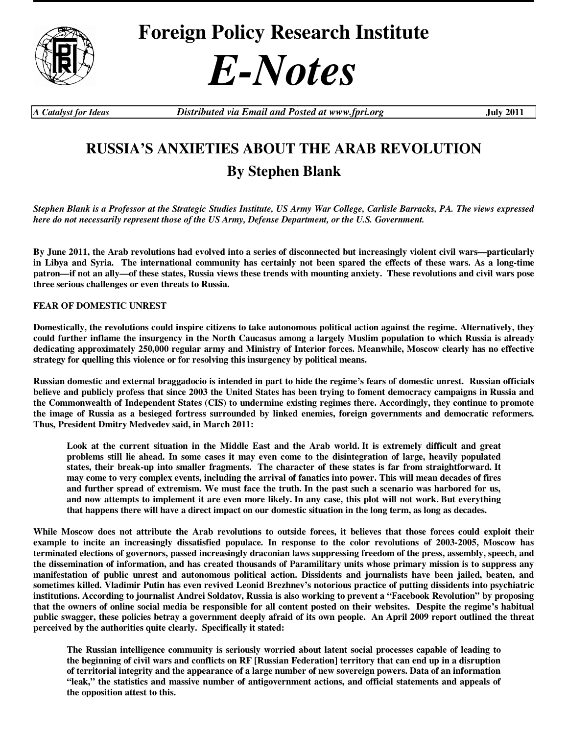# Foreign Policy Research Institute

# *E-Notes*

*A Catalyst for Ideas* | *Distributed via Email and Posted at www.fpri.org* | **July 2011**

## RUSSIA'S ANXIETIES ABOUT THE ARAB REVOLUTION

### By Stephen Blank

*Stephen Blank is a Professor at the Strategic Studies Institute, US Army War College, Carlisle Barracks, PA. The views expressed here do not necessarily represent those of the US Army, Defense Department, or the U.S. Government.*

**By June 2011, the Arab revolutions had evolved into a series of disconnected but increasingly violent civil wars—particularly in Libya and Syria. The international community has certainly not been spared the effects of these wars. As a long-time patron—if not an ally—of these states, Russia views these trends with mounting anxiety. These revolutions and civil wars pose three serious challenges or even threats to Russia.**

**FEAR OF DOMESTIC UNREST**

**Domestically, the revolutions could inspire citizens to take autonomous political action against the regime. Alternatively, they could further inflame the insurgency in the North Caucasus among a largely Muslim population to which Russia is already dedicating approximately 250,000 regular army and Ministry of Interior forces. Meanwhile, Moscow clearly has no effective strategy for quelling this violence or for resolving this insurgency by political means.**

**Russian domestic and external braggadocio is intended in part to hide the regime's fears of domestic unrest. Russian officials believe and publicly profess that since 2003 the United States has been trying to foment democracy campaigns in Russia and the Commonwealth of Independent States (CIS) to undermine existing regimes there. Accordingly, they continue to promote the image of Russia as a besieged fortress surrounded by linked enemies, foreign governments and democratic reformers. Thus, President Dmitry Medvedev said, in March 2011:**

> **Look at the current situation in the Middle East and the Arab world. It is extremely difficult and great problems still lie ahead. In some cases it may even come to the disintegration of large, heavily populated states, their break-up into smaller fragments. The character of these states is far from straightforward. It may come to very complex events, including the arrival of fanatics into power. This will mean decades of fires and further spread of extremism. We must face the truth. In the past such a scenario was harbored for us, and now attempts to implement it are even more likely. In any case, this plot will not work. But everything that happens there will have a direct impact on our domestic situation in the long term, as long as decades.**

**While Moscow does not attribute the Arab revolutions to outside forces, it believes that those forces could exploit their example to incite an increasingly dissatisfied populace. In response to the color revolutions of 2003-2005, Moscow has terminated elections of governors, passed increasingly draconian laws suppressing freedom of the press, assembly, speech, and the dissemination of information, and has created thousands of Paramilitary units whose primary mission is to suppress any manifestation of public unrest and autonomous political action. Dissidents and journalists have been jailed, beaten, and sometimes killed. Vladimir Putin has even revived Leonid Brezhnev's notorious practice of putting dissidents into psychiatric institutions. According to journalist Andrei Soldatov, Russia is also working to prevent a "Facebook Revolution" by proposing that the owners of online social media be responsible for all content posted on their websites. Despite the regime's habitual public swagger, these policies betray a government deeply afraid of its own people. An April 2009 report outlined the threat perceived by the authorities quite clearly. Specifically it stated:**

> **The Russian intelligence community is seriously worried about latent social processes capable of leading to the beginning of civil wars and conflicts on RF [Russian Federation] territory that can end up in a disruption of territorial integrity and the appearance of a large number of new sovereign powers. Data of an information "leak," the statistics and massive number of antigovernment actions, and official statements and appeals of the opposition attest to this.**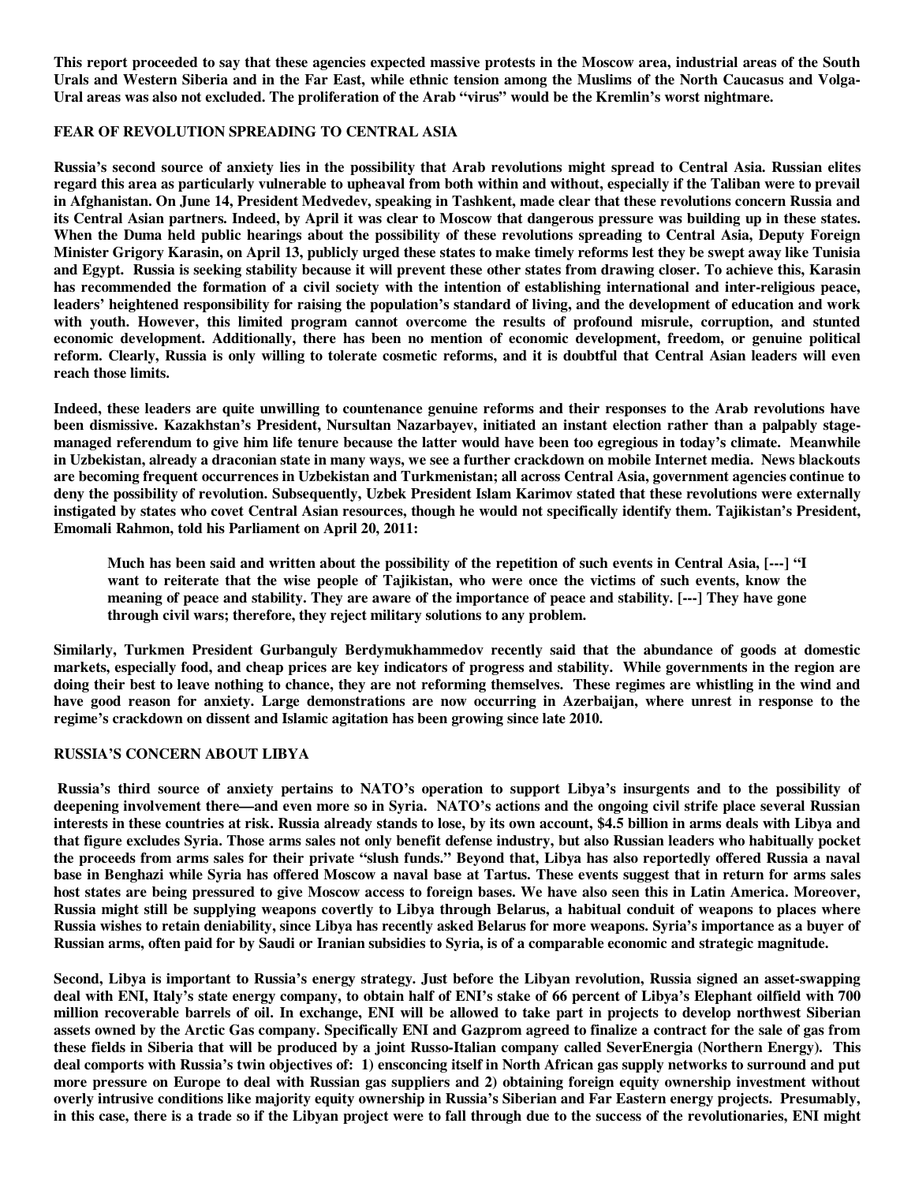This report proceeded to say that these agencies expected massive protests in the Moscow area, industrial areas of the South Urals and Western Siberia and in the Far East, while ethnic tension among the Muslims of the North Caucasus and Volga-Ural areas was also not excluded. The proliferation of the Arab "virus" would be the Kremlin's worst nightmare.

## FEAR OF REVOLUTION SPREADING TO CENTRAL ASIA

Russia's second source of anxiety lies in the possibility that Arab revolutions might spread to Central Asia. Russian elites regard this area as particularly vulnerable to upheaval from both within and without, especially if the Taliban were to prevail in Afghanistan. On June 14, President Medvedev, speaking in Tashkent, made clear that these revolutions concern Russia and its Central Asian partners. Indeed, by April it was clear to Moscow that dangerous pressure was building up in these states. When the Duma held public hearings about the possibility of these revolutions spreading to Central Asia, Deputy Foreign Minister Grigory Karasin, on April 13, publicly urged these states to make timely reforms lest they be swept away like Tunisia and Egypt. Russia is seeking stability because it will prevent these other states from drawing closer. To achieve this, Karasin has recommended the formation of a civil society with the intention of establishing international and inter-religious peace, leaders' heightened responsibility for raising the population's standard of living, and the development of education and work with youth. However, this limited program cannot overcome the results of profound misrule, corruption, and stunted economic development. Additionally, there has been no mention of economic development, freedom, or genuine political reform. Clearly, Russia is only willing to tolerate cosmetic reforms, and it is doubtful that Central Asian leaders will even reach those limits.

Indeed, these leaders are quite unwilling to countenance genuine reforms and their responses to the Arab revolutions have been dismissive. Kazakhstan's President, Nursultan Nazarbayev, initiated an instant election rather than a palpably stage-managed referendum to give him life tenure because the latter would have been too egregious in today's climate. Meanwhile in Uzbekistan, already a draconian state in many ways, we see a further crackdown on mobile Internet media. News blackouts are becoming frequent occurrences in Uzbekistan and Turkmenistan; all across Central Asia, government agencies continue to deny the possibility of revolution. Subsequently, Uzbek President Islam Karimov stated that these revolutions were externally instigated by states who covet Central Asian resources, though he would not specifically identify them. Tajikistan's President, Emomali Rahmon, told his Parliament on April 20, 2011:

> Much has been said and written about the possibility of the repetition of such events in Central Asia, [---] "I want to reiterate that the wise people of Tajikistan, who were once the victims of such events, know the meaning of peace and stability. They are aware of the importance of peace and stability. [---] They have gone through civil wars; therefore, they reject military solutions to any problem.

Similarly, Turkmen President Gurbanguly Berdymukhammedov recently said that the abundance of goods at domestic markets, especially food, and cheap prices are key indicators of progress and stability. While governments in the region are doing their best to leave nothing to chance, they are not reforming themselves. These regimes are whistling in the wind and have good reason for anxiety. Large demonstrations are now occurring in Azerbaijan, where unrest in response to the regime's crackdown on dissent and Islamic agitation has been growing since late 2010.

## RUSSIA'S CONCERN ABOUT LIBYA

Russia's third source of anxiety pertains to NATO's operation to support Libya's insurgents and to the possibility of deepening involvement there—and even more so in Syria. NATO's actions and the ongoing civil strife place several Russian interests in these countries at risk. Russia already stands to lose, by its own account, $4.5 billion in arms deals with Libya and that figure excludes Syria. Those arms sales not only benefit defense industry, but also Russian leaders who habitually pocket the proceeds from arms sales for their private "slush funds." Beyond that, Libya has also reportedly offered Russia a naval base in Benghazi while Syria has offered Moscow a naval base at Tartus. These events suggest that in return for arms sales host states are being pressured to give Moscow access to foreign bases. We have also seen this in Latin America. Moreover, Russia might still be supplying weapons covertly to Libya through Belarus, a habitual conduit of weapons to places where Russia wishes to retain deniability, since Libya has recently asked Belarus for more weapons. Syria's importance as a buyer of Russian arms, often paid for by Saudi or Iranian subsidies to Syria, is of a comparable economic and strategic magnitude.

Second, Libya is important to Russia's energy strategy. Just before the Libyan revolution, Russia signed an asset-swapping deal with ENI, Italy's state energy company, to obtain half of ENI's stake of 66 percent of Libya's Elephant oilfield with 700 million recoverable barrels of oil. In exchange, ENI will be allowed to take part in projects to develop northwest Siberian assets owned by the Arctic Gas company. Specifically ENI and Gazprom agreed to finalize a contract for the sale of gas from these fields in Siberia that will be produced by a joint Russo-Italian company called SeverEnergia (Northern Energy). This deal comports with Russia's twin objectives of: 1) ensconcing itself in North African gas supply networks to surround and put more pressure on Europe to deal with Russian gas suppliers and 2) obtaining foreign equity ownership investment without overly intrusive conditions like majority equity ownership in Russia's Siberian and Far Eastern energy projects. Presumably, in this case, there is a trade so if the Libyan project were to fall through due to the success of the revolutionaries, ENI might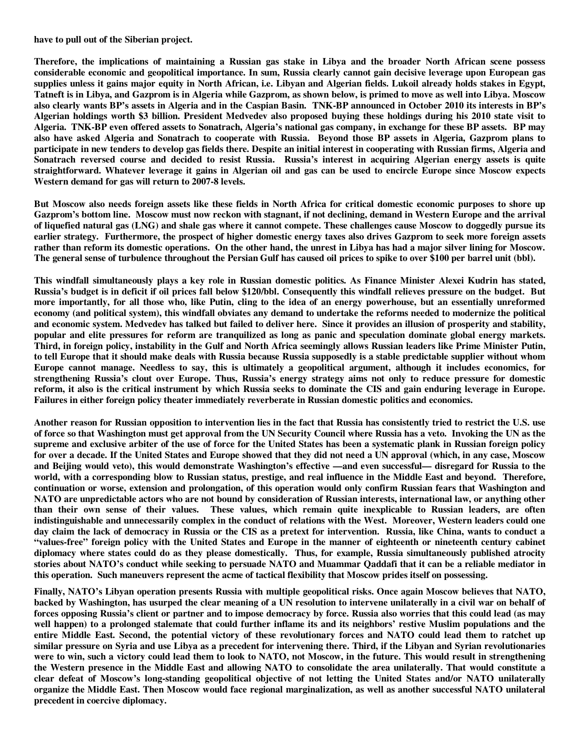**have to pull out of the Siberian project.**

**Therefore, the implications of maintaining a Russian gas stake in Libya and the broader North African scene possess considerable economic and geopolitical importance. In sum, Russia clearly cannot gain decisive leverage upon European gas supplies unless it gains major equity in North African, i.e. Libyan and Algerian fields. Lukoil already holds stakes in Egypt, Tatneft is in Libya, and Gazprom is in Algeria while Gazprom, as shown below, is primed to move as well into Libya. Moscow also clearly wants BP's assets in Algeria and in the Caspian Basin. TNK-BP announced in October 2010 its interests in BP's Algerian holdings worth $3 billion. President Medvedev also proposed buying these holdings during his 2010 state visit to Algeria. TNK-BP even offered assets to Sonatrach, Algeria's national gas company, in exchange for these BP assets. BP may also have asked Algeria and Sonatrach to cooperate with Russia. Beyond those BP assets in Algeria, Gazprom plans to participate in new tenders to develop gas fields there. Despite an initial interest in cooperating with Russian firms, Algeria and Sonatrach reversed course and decided to resist Russia. Russia's interest in acquiring Algerian energy assets is quite straightforward. Whatever leverage it gains in Algerian oil and gas can be used to encircle Europe since Moscow expects Western demand for gas will return to 2007-8 levels.**

**But Moscow also needs foreign assets like these fields in North Africa for critical domestic economic purposes to shore up Gazprom's bottom line. Moscow must now reckon with stagnant, if not declining, demand in Western Europe and the arrival of liquefied natural gas (LNG) and shale gas where it cannot compete. These challenges cause Moscow to doggedly pursue its earlier strategy. Furthermore, the prospect of higher domestic energy taxes also drives Gazprom to seek more foreign assets rather than reform its domestic operations. On the other hand, the unrest in Libya has had a major silver lining for Moscow. The general sense of turbulence throughout the Persian Gulf has caused oil prices to spike to over $100 per barrel unit (bbl).**

**This windfall simultaneously plays a key role in Russian domestic politics. As Finance Minister Alexei Kudrin has stated, Russia's budget is in deficit if oil prices fall below $120/bbl. Consequently this windfall relieves pressure on the budget. But more importantly, for all those who, like Putin, cling to the idea of an energy powerhouse, but an essentially unreformed economy (and political system), this windfall obviates any demand to undertake the reforms needed to modernize the political and economic system. Medvedev has talked but failed to deliver here. Since it provides an illusion of prosperity and stability, popular and elite pressures for reform are tranquilized as long as panic and speculation dominate global energy markets. Third, in foreign policy, instability in the Gulf and North Africa seemingly allows Russian leaders like Prime Minister Putin, to tell Europe that it should make deals with Russia because Russia supposedly is a stable predictable supplier without whom Europe cannot manage. Needless to say, this is ultimately a geopolitical argument, although it includes economics, for strengthening Russia's clout over Europe. Thus, Russia's energy strategy aims not only to reduce pressure for domestic reform, it also is the critical instrument by which Russia seeks to dominate the CIS and gain enduring leverage in Europe. Failures in either foreign policy theater immediately reverberate in Russian domestic politics and economics.**

**Another reason for Russian opposition to intervention lies in the fact that Russia has consistently tried to restrict the U.S. use of force so that Washington must get approval from the UN Security Council where Russia has a veto. Invoking the UN as the supreme and exclusive arbiter of the use of force for the United States has been a systematic plank in Russian foreign policy for over a decade. If the United States and Europe showed that they did not need a UN approval (which, in any case, Moscow and Beijing would veto), this would demonstrate Washington's effective —and even successful— disregard for Russia to the world, with a corresponding blow to Russian status, prestige, and real influence in the Middle East and beyond. Therefore, continuation or worse, extension and prolongation, of this operation would only confirm Russian fears that Washington and NATO are unpredictable actors who are not bound by consideration of Russian interests, international law, or anything other than their own sense of their values. These values, which remain quite inexplicable to Russian leaders, are often indistinguishable and unnecessarily complex in the conduct of relations with the West. Moreover, Western leaders could one day claim the lack of democracy in Russia or the CIS as a pretext for intervention. Russia, like China, wants to conduct a "values-free" foreign policy with the United States and Europe in the manner of eighteenth or nineteenth century cabinet diplomacy where states could do as they please domestically. Thus, for example, Russia simultaneously published atrocity stories about NATO's conduct while seeking to persuade NATO and Muammar Qaddafi that it can be a reliable mediator in this operation. Such maneuvers represent the acme of tactical flexibility that Moscow prides itself on possessing.**

**Finally, NATO's Libyan operation presents Russia with multiple geopolitical risks. Once again Moscow believes that NATO, backed by Washington, has usurped the clear meaning of a UN resolution to intervene unilaterally in a civil war on behalf of forces opposing Russia's client or partner and to impose democracy by force. Russia also worries that this could lead (as may well happen) to a prolonged stalemate that could further inflame its and its neighbors' restive Muslim populations and the entire Middle East. Second, the potential victory of these revolutionary forces and NATO could lead them to ratchet up similar pressure on Syria and use Libya as a precedent for intervening there. Third, if the Libyan and Syrian revolutionaries were to win, such a victory could lead them to look to NATO, not Moscow, in the future. This would result in strengthening the Western presence in the Middle East and allowing NATO to consolidate the area unilaterally. That would constitute a clear defeat of Moscow's long-standing geopolitical objective of not letting the United States and/or NATO unilaterally organize the Middle East. Then Moscow would face regional marginalization, as well as another successful NATO unilateral precedent in coercive diplomacy.**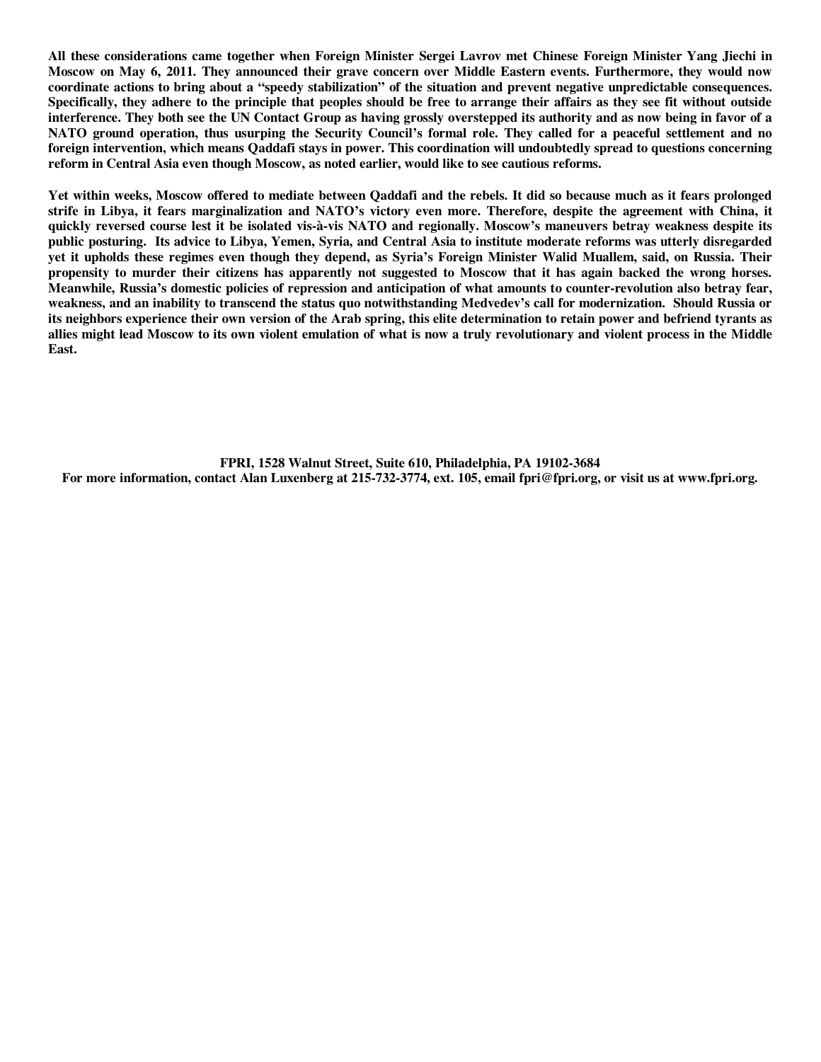**All these considerations came together when Foreign Minister Sergei Lavrov met Chinese Foreign Minister Yang Jiechi in Moscow on May 6, 2011. They announced their grave concern over Middle Eastern events. Furthermore, they would now coordinate actions to bring about a "speedy stabilization" of the situation and prevent negative unpredictable consequences. Specifically, they adhere to the principle that peoples should be free to arrange their affairs as they see fit without outside interference. They both see the UN Contact Group as having grossly overstepped its authority and as now being in favor of a NATO ground operation, thus usurping the Security Council's formal role. They called for a peaceful settlement and no foreign intervention, which means Qaddafi stays in power. This coordination will undoubtedly spread to questions concerning reform in Central Asia even though Moscow, as noted earlier, would like to see cautious reforms.**

**Yet within weeks, Moscow offered to mediate between Qaddafi and the rebels. It did so because much as it fears prolonged strife in Libya, it fears marginalization and NATO's victory even more. Therefore, despite the agreement with China, it quickly reversed course lest it be isolated vis-à-vis NATO and regionally. Moscow's maneuvers betray weakness despite its public posturing. Its advice to Libya, Yemen, Syria, and Central Asia to institute moderate reforms was utterly disregarded yet it upholds these regimes even though they depend, as Syria's Foreign Minister Walid Muallem, said, on Russia. Their propensity to murder their citizens has apparently not suggested to Moscow that it has again backed the wrong horses. Meanwhile, Russia's domestic policies of repression and anticipation of what amounts to counter-revolution also betray fear, weakness, and an inability to transcend the status quo notwithstanding Medvedev's call for modernization. Should Russia or its neighbors experience their own version of the Arab spring, this elite determination to retain power and befriend tyrants as allies might lead Moscow to its own violent emulation of what is now a truly revolutionary and violent process in the Middle East.**

**FPRI, 1528 Walnut Street, Suite 610, Philadelphia, PA 19102-3684**
**For more information, contact Alan Luxenberg at 215-732-3774, ext. 105, email fpri@fpri.org, or visit us at www.fpri.org.**